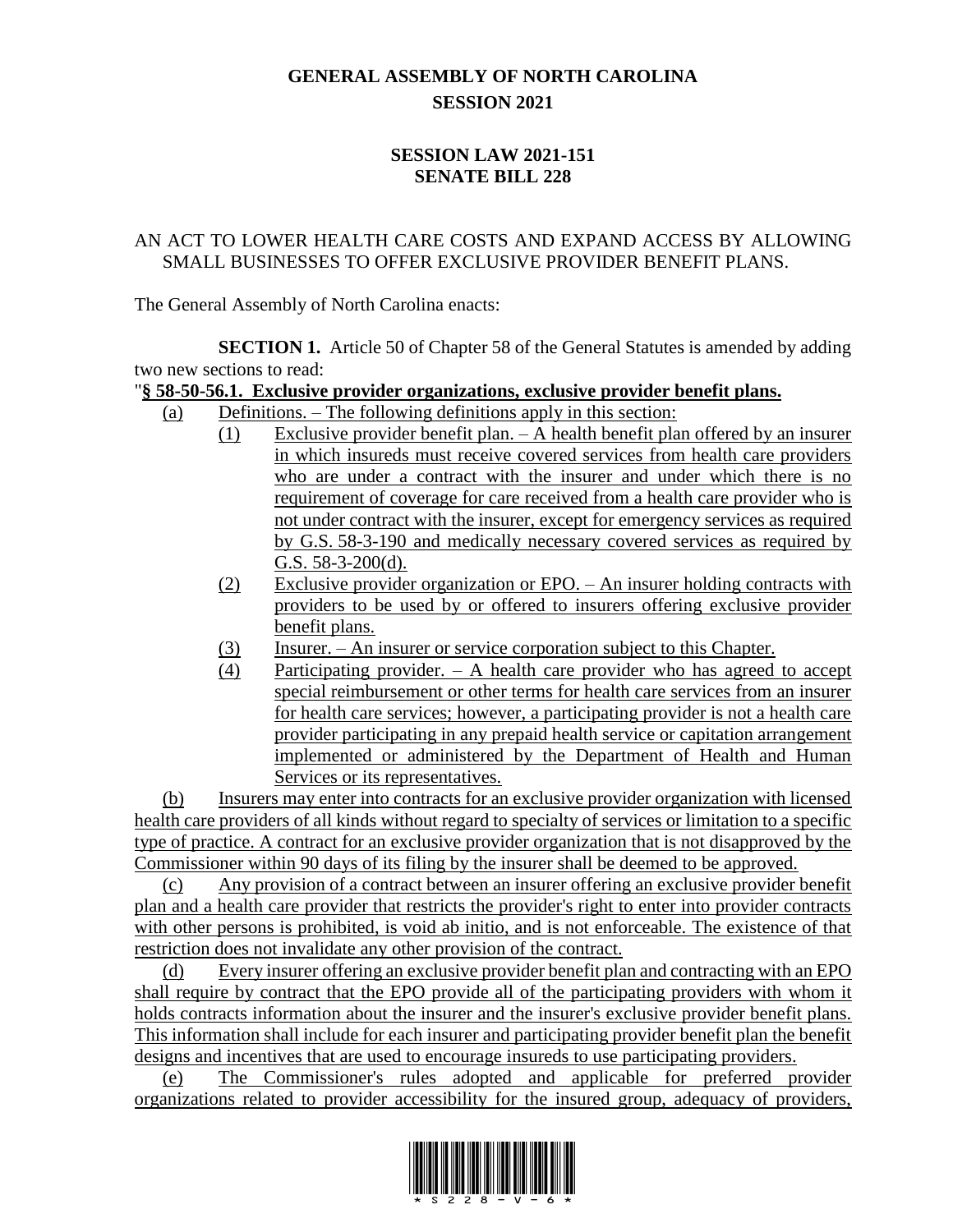# GENERAL ASSEMBLY OF NORTH CAROLINA
## SESSION 2021

### SESSION LAW 2021-151
### SENATE BILL 228

AN ACT TO LOWER HEALTH CARE COSTS AND EXPAND ACCESS BY ALLOWING SMALL BUSINESSES TO OFFER EXCLUSIVE PROVIDER BENEFIT PLANS.

The General Assembly of North Carolina enacts:

**SECTION 1.** Article 50 of Chapter 58 of the General Statutes is amended by adding two new sections to read:

"**§ 58-50-56.1. Exclusive provider organizations, exclusive provider benefit plans.**

(a) Definitions. – The following definitions apply in this section:

(1) Exclusive provider benefit plan. – A health benefit plan offered by an insurer in which insureds must receive covered services from health care providers who are under a contract with the insurer and under which there is no requirement of coverage for care received from a health care provider who is not under contract with the insurer, except for emergency services as required by G.S. 58-3-190 and medically necessary covered services as required by G.S. 58-3-200(d).

(2) Exclusive provider organization or EPO. – An insurer holding contracts with providers to be used by or offered to insurers offering exclusive provider benefit plans.

(3) Insurer. – An insurer or service corporation subject to this Chapter.

(4) Participating provider. – A health care provider who has agreed to accept special reimbursement or other terms for health care services from an insurer for health care services; however, a participating provider is not a health care provider participating in any prepaid health service or capitation arrangement implemented or administered by the Department of Health and Human Services or its representatives.

(b) Insurers may enter into contracts for an exclusive provider organization with licensed health care providers of all kinds without regard to specialty of services or limitation to a specific type of practice. A contract for an exclusive provider organization that is not disapproved by the Commissioner within 90 days of its filing by the insurer shall be deemed to be approved.

(c) Any provision of a contract between an insurer offering an exclusive provider benefit plan and a health care provider that restricts the provider's right to enter into provider contracts with other persons is prohibited, is void ab initio, and is not enforceable. The existence of that restriction does not invalidate any other provision of the contract.

(d) Every insurer offering an exclusive provider benefit plan and contracting with an EPO shall require by contract that the EPO provide all of the participating providers with whom it holds contracts information about the insurer and the insurer's exclusive provider benefit plans. This information shall include for each insurer and participating provider benefit plan the benefit designs and incentives that are used to encourage insureds to use participating providers.

(e) The Commissioner's rules adopted and applicable for preferred provider organizations related to provider accessibility for the insured group, adequacy of providers,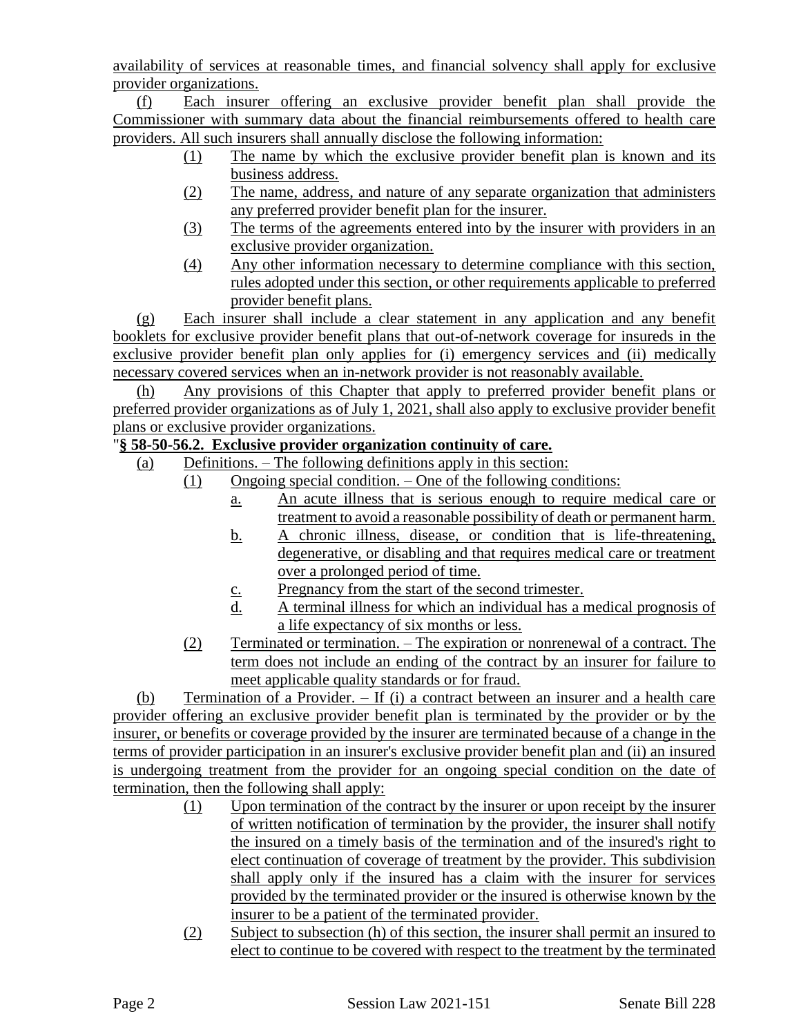availability of services at reasonable times, and financial solvency shall apply for exclusive provider organizations.

(f) Each insurer offering an exclusive provider benefit plan shall provide the Commissioner with summary data about the financial reimbursements offered to health care providers. All such insurers shall annually disclose the following information:

(1) The name by which the exclusive provider benefit plan is known and its business address.

(2) The name, address, and nature of any separate organization that administers any preferred provider benefit plan for the insurer.

(3) The terms of the agreements entered into by the insurer with providers in an exclusive provider organization.

(4) Any other information necessary to determine compliance with this section, rules adopted under this section, or other requirements applicable to preferred provider benefit plans.

(g) Each insurer shall include a clear statement in any application and any benefit booklets for exclusive provider benefit plans that out-of-network coverage for insureds in the exclusive provider benefit plan only applies for (i) emergency services and (ii) medically necessary covered services when an in-network provider is not reasonably available.

(h) Any provisions of this Chapter that apply to preferred provider benefit plans or preferred provider organizations as of July 1, 2021, shall also apply to exclusive provider benefit plans or exclusive provider organizations.

"**§ 58-50-56.2. Exclusive provider organization continuity of care.**

(a) Definitions. – The following definitions apply in this section:

(1) Ongoing special condition. – One of the following conditions:

a. An acute illness that is serious enough to require medical care or treatment to avoid a reasonable possibility of death or permanent harm.

b. A chronic illness, disease, or condition that is life-threatening, degenerative, or disabling and that requires medical care or treatment over a prolonged period of time.

c. Pregnancy from the start of the second trimester.

d. A terminal illness for which an individual has a medical prognosis of a life expectancy of six months or less.

(2) Terminated or termination. – The expiration or nonrenewal of a contract. The term does not include an ending of the contract by an insurer for failure to meet applicable quality standards or for fraud.

(b) Termination of a Provider. – If (i) a contract between an insurer and a health care provider offering an exclusive provider benefit plan is terminated by the provider or by the insurer, or benefits or coverage provided by the insurer are terminated because of a change in the terms of provider participation in an insurer's exclusive provider benefit plan and (ii) an insured is undergoing treatment from the provider for an ongoing special condition on the date of termination, then the following shall apply:

(1) Upon termination of the contract by the insurer or upon receipt by the insurer of written notification of termination by the provider, the insurer shall notify the insured on a timely basis of the termination and of the insured's right to elect continuation of coverage of treatment by the provider. This subdivision shall apply only if the insured has a claim with the insurer for services provided by the terminated provider or the insured is otherwise known by the insurer to be a patient of the terminated provider.

(2) Subject to subsection (h) of this section, the insurer shall permit an insured to elect to continue to be covered with respect to the treatment by the terminated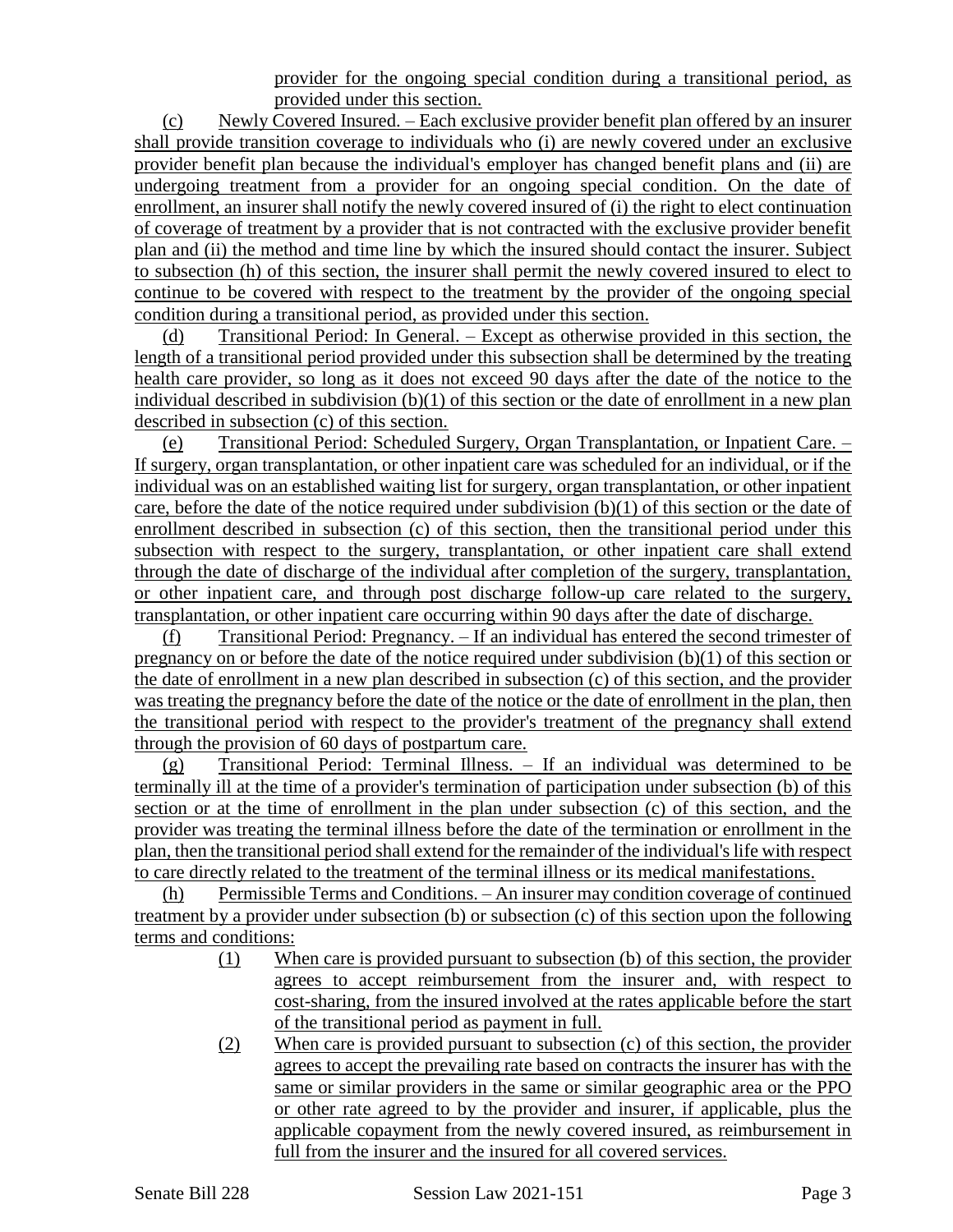provider for the ongoing special condition during a transitional period, as provided under this section.

(c) Newly Covered Insured. – Each exclusive provider benefit plan offered by an insurer shall provide transition coverage to individuals who (i) are newly covered under an exclusive provider benefit plan because the individual's employer has changed benefit plans and (ii) are undergoing treatment from a provider for an ongoing special condition. On the date of enrollment, an insurer shall notify the newly covered insured of (i) the right to elect continuation of coverage of treatment by a provider that is not contracted with the exclusive provider benefit plan and (ii) the method and time line by which the insured should contact the insurer. Subject to subsection (h) of this section, the insurer shall permit the newly covered insured to elect to continue to be covered with respect to the treatment by the provider of the ongoing special condition during a transitional period, as provided under this section.

(d) Transitional Period: In General. – Except as otherwise provided in this section, the length of a transitional period provided under this subsection shall be determined by the treating health care provider, so long as it does not exceed 90 days after the date of the notice to the individual described in subdivision (b)(1) of this section or the date of enrollment in a new plan described in subsection (c) of this section.

(e) Transitional Period: Scheduled Surgery, Organ Transplantation, or Inpatient Care. – If surgery, organ transplantation, or other inpatient care was scheduled for an individual, or if the individual was on an established waiting list for surgery, organ transplantation, or other inpatient care, before the date of the notice required under subdivision (b)(1) of this section or the date of enrollment described in subsection (c) of this section, then the transitional period under this subsection with respect to the surgery, transplantation, or other inpatient care shall extend through the date of discharge of the individual after completion of the surgery, transplantation, or other inpatient care, and through post discharge follow-up care related to the surgery, transplantation, or other inpatient care occurring within 90 days after the date of discharge.

(f) Transitional Period: Pregnancy. – If an individual has entered the second trimester of pregnancy on or before the date of the notice required under subdivision (b)(1) of this section or the date of enrollment in a new plan described in subsection (c) of this section, and the provider was treating the pregnancy before the date of the notice or the date of enrollment in the plan, then the transitional period with respect to the provider's treatment of the pregnancy shall extend through the provision of 60 days of postpartum care.

(g) Transitional Period: Terminal Illness. – If an individual was determined to be terminally ill at the time of a provider's termination of participation under subsection (b) of this section or at the time of enrollment in the plan under subsection (c) of this section, and the provider was treating the terminal illness before the date of the termination or enrollment in the plan, then the transitional period shall extend for the remainder of the individual's life with respect to care directly related to the treatment of the terminal illness or its medical manifestations.

(h) Permissible Terms and Conditions. – An insurer may condition coverage of continued treatment by a provider under subsection (b) or subsection (c) of this section upon the following terms and conditions:

(1) When care is provided pursuant to subsection (b) of this section, the provider agrees to accept reimbursement from the insurer and, with respect to cost-sharing, from the insured involved at the rates applicable before the start of the transitional period as payment in full.

(2) When care is provided pursuant to subsection (c) of this section, the provider agrees to accept the prevailing rate based on contracts the insurer has with the same or similar providers in the same or similar geographic area or the PPO or other rate agreed to by the provider and insurer, if applicable, plus the applicable copayment from the newly covered insured, as reimbursement in full from the insurer and the insured for all covered services.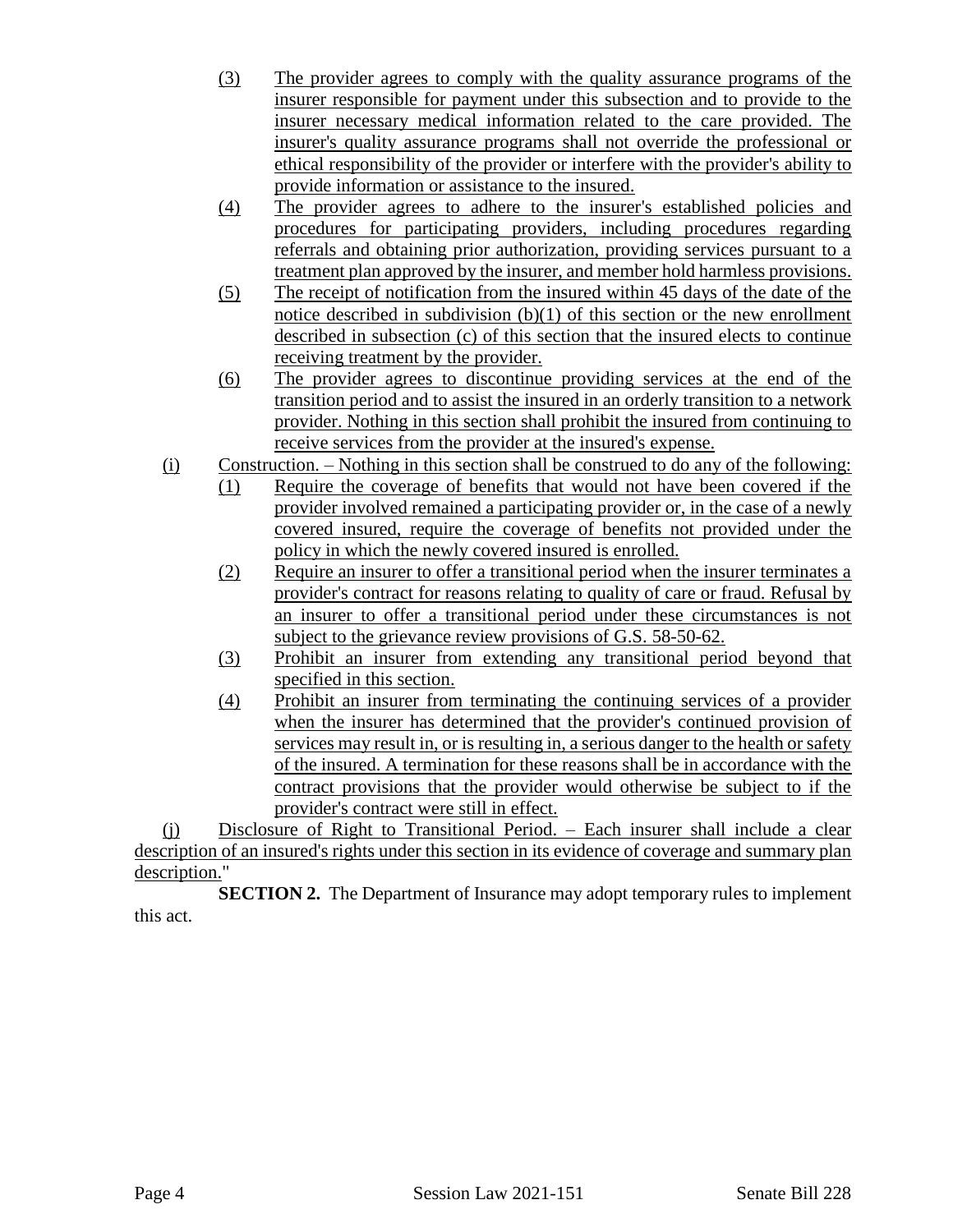(3) The provider agrees to comply with the quality assurance programs of the insurer responsible for payment under this subsection and to provide to the insurer necessary medical information related to the care provided. The insurer's quality assurance programs shall not override the professional or ethical responsibility of the provider or interfere with the provider's ability to provide information or assistance to the insured.

(4) The provider agrees to adhere to the insurer's established policies and procedures for participating providers, including procedures regarding referrals and obtaining prior authorization, providing services pursuant to a treatment plan approved by the insurer, and member hold harmless provisions.

(5) The receipt of notification from the insured within 45 days of the date of the notice described in subdivision (b)(1) of this section or the new enrollment described in subsection (c) of this section that the insured elects to continue receiving treatment by the provider.

(6) The provider agrees to discontinue providing services at the end of the transition period and to assist the insured in an orderly transition to a network provider. Nothing in this section shall prohibit the insured from continuing to receive services from the provider at the insured's expense.

(i) Construction. – Nothing in this section shall be construed to do any of the following:

(1) Require the coverage of benefits that would not have been covered if the provider involved remained a participating provider or, in the case of a newly covered insured, require the coverage of benefits not provided under the policy in which the newly covered insured is enrolled.

(2) Require an insurer to offer a transitional period when the insurer terminates a provider's contract for reasons relating to quality of care or fraud. Refusal by an insurer to offer a transitional period under these circumstances is not subject to the grievance review provisions of G.S. 58-50-62.

(3) Prohibit an insurer from extending any transitional period beyond that specified in this section.

(4) Prohibit an insurer from terminating the continuing services of a provider when the insurer has determined that the provider's continued provision of services may result in, or is resulting in, a serious danger to the health or safety of the insured. A termination for these reasons shall be in accordance with the contract provisions that the provider would otherwise be subject to if the provider's contract were still in effect.

(j) Disclosure of Right to Transitional Period. – Each insurer shall include a clear description of an insured's rights under this section in its evidence of coverage and summary plan description."

**SECTION 2.** The Department of Insurance may adopt temporary rules to implement this act.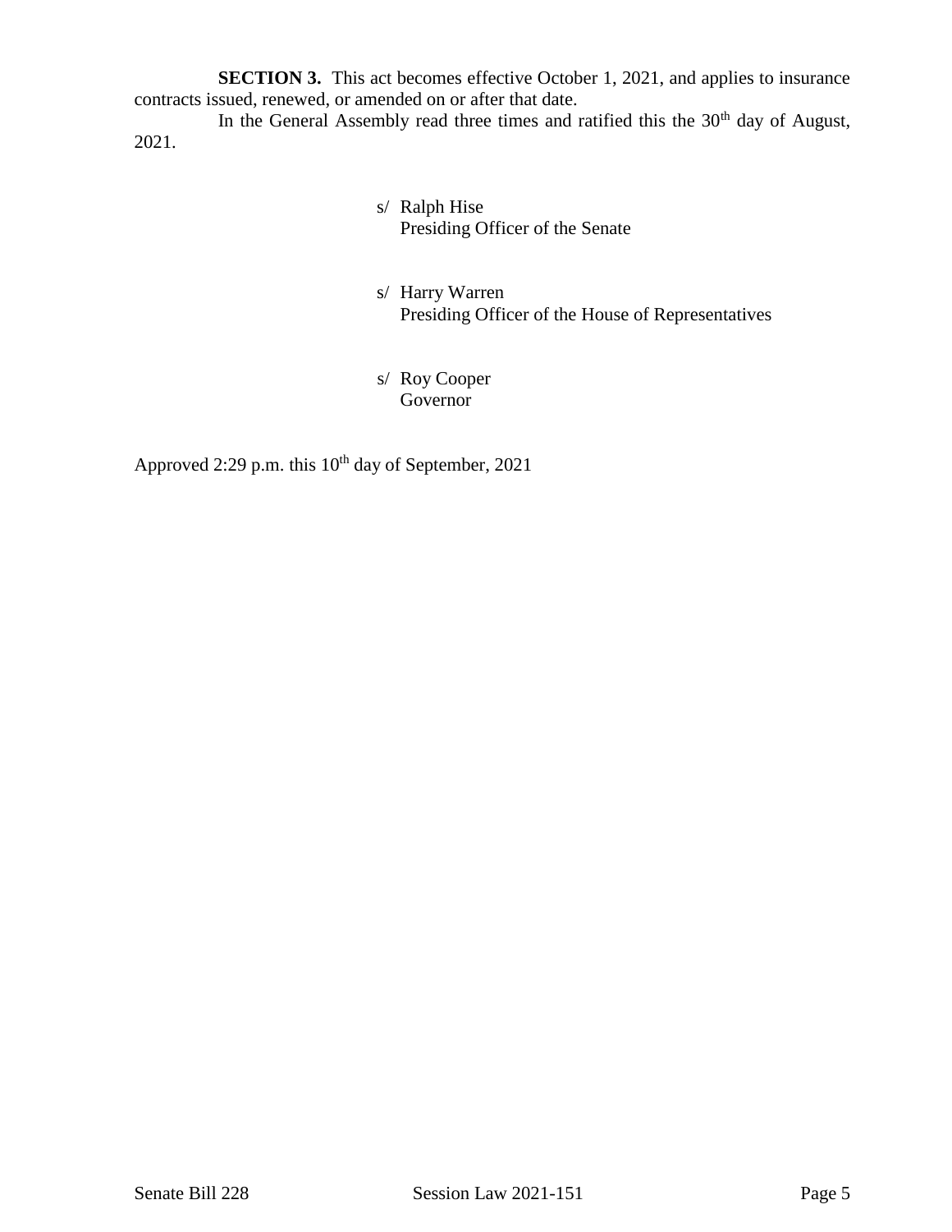**SECTION 3.** This act becomes effective October 1, 2021, and applies to insurance contracts issued, renewed, or amended on or after that date.

In the General Assembly read three times and ratified this the 30th day of August, 2021.

s/ Ralph Hise
Presiding Officer of the Senate

s/ Harry Warren
Presiding Officer of the House of Representatives

s/ Roy Cooper
Governor

Approved 2:29 p.m. this 10th day of September, 2021